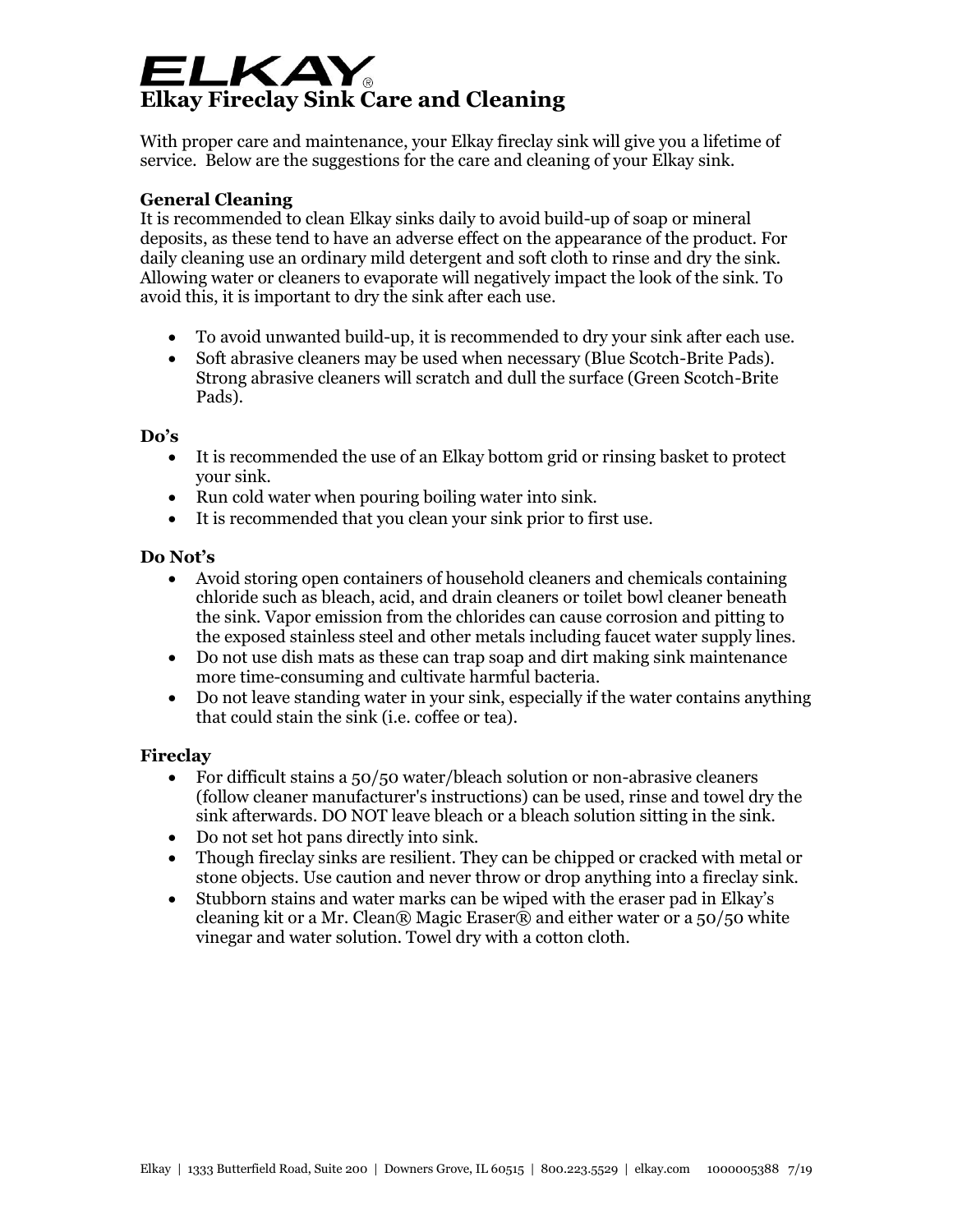# ELKAY®

## Elkay Fireclay Sink Care and Cleaning

With proper care and maintenance, your Elkay fireclay sink will give you a lifetime of service. Below are the suggestions for the care and cleaning of your Elkay sink.

**General Cleaning**

It is recommended to clean Elkay sinks daily to avoid build-up of soap or mineral deposits, as these tend to have an adverse effect on the appearance of the product. For daily cleaning use an ordinary mild detergent and soft cloth to rinse and dry the sink. Allowing water or cleaners to evaporate will negatively impact the look of the sink. To avoid this, it is important to dry the sink after each use.

- To avoid unwanted build-up, it is recommended to dry your sink after each use.
- Soft abrasive cleaners may be used when necessary (Blue Scotch-Brite Pads). Strong abrasive cleaners will scratch and dull the surface (Green Scotch-Brite Pads).

**Do's**

- It is recommended the use of an Elkay bottom grid or rinsing basket to protect your sink.
- Run cold water when pouring boiling water into sink.
- It is recommended that you clean your sink prior to first use.

**Do Not's**

- Avoid storing open containers of household cleaners and chemicals containing chloride such as bleach, acid, and drain cleaners or toilet bowl cleaner beneath the sink. Vapor emission from the chlorides can cause corrosion and pitting to the exposed stainless steel and other metals including faucet water supply lines.
- Do not use dish mats as these can trap soap and dirt making sink maintenance more time-consuming and cultivate harmful bacteria.
- Do not leave standing water in your sink, especially if the water contains anything that could stain the sink (i.e. coffee or tea).

**Fireclay**

- For difficult stains a 50/50 water/bleach solution or non-abrasive cleaners (follow cleaner manufacturer's instructions) can be used, rinse and towel dry the sink afterwards. DO NOT leave bleach or a bleach solution sitting in the sink.
- Do not set hot pans directly into sink.
- Though fireclay sinks are resilient. They can be chipped or cracked with metal or stone objects. Use caution and never throw or drop anything into a fireclay sink.
- Stubborn stains and water marks can be wiped with the eraser pad in Elkay's cleaning kit or a Mr. Clean® Magic Eraser® and either water or a 50/50 white vinegar and water solution. Towel dry with a cotton cloth.

Elkay | 1333 Butterfield Road, Suite 200 | Downers Grove, IL 60515 | 800.223.5529 | elkay.com 1000005388 7/19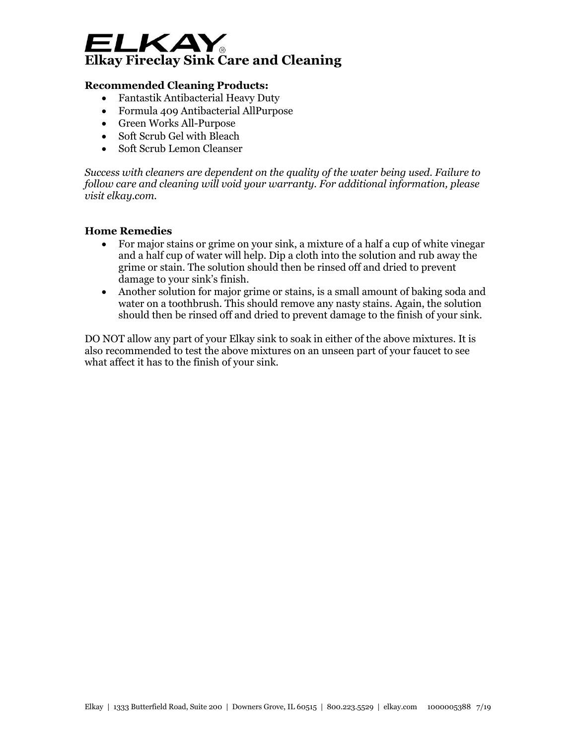# ELKAY®

# Elkay Fireclay Sink Care and Cleaning

**Recommended Cleaning Products:**

- Fantastik Antibacterial Heavy Duty
- Formula 409 Antibacterial AllPurpose
- Green Works All-Purpose
- Soft Scrub Gel with Bleach
- Soft Scrub Lemon Cleanser

*Success with cleaners are dependent on the quality of the water being used. Failure to follow care and cleaning will void your warranty. For additional information, please visit elkay.com.*

**Home Remedies**

- For major stains or grime on your sink, a mixture of a half a cup of white vinegar and a half cup of water will help. Dip a cloth into the solution and rub away the grime or stain. The solution should then be rinsed off and dried to prevent damage to your sink's finish.
- Another solution for major grime or stains, is a small amount of baking soda and water on a toothbrush. This should remove any nasty stains. Again, the solution should then be rinsed off and dried to prevent damage to the finish of your sink.

DO NOT allow any part of your Elkay sink to soak in either of the above mixtures. It is also recommended to test the above mixtures on an unseen part of your faucet to see what affect it has to the finish of your sink.

Elkay | 1333 Butterfield Road, Suite 200 | Downers Grove, IL 60515 | 800.223.5529 | elkay.com 1000005388 7/19